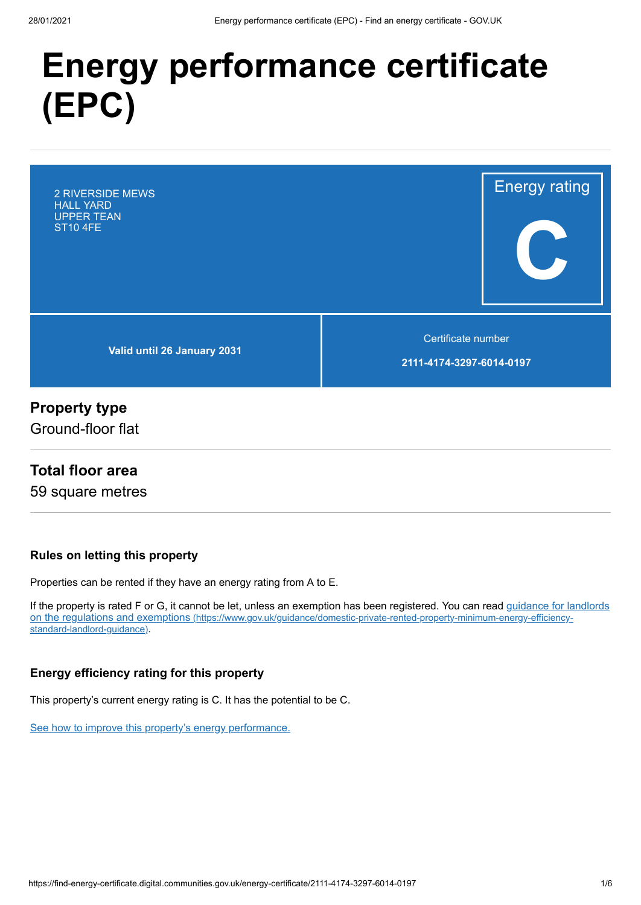# Energy performance certificate (EPC)

2 RIVERSIDE MEWS
HALL YARD
UPPER TEAN
ST10 4FE

Energy rating

**C**

**Valid until 26 January 2031**

Certificate number

**2111-4174-3297-6014-0197**

## Property type

Ground-floor flat

## Total floor area

59 square metres

### Rules on letting this property

Properties can be rented if they have an energy rating from A to E.

If the property is rated F or G, it cannot be let, unless an exemption has been registered. You can read guidance for landlords on the regulations and exemptions (https://www.gov.uk/guidance/domestic-private-rented-property-minimum-energy-efficiency-standard-landlord-guidance).

### Energy efficiency rating for this property

This property's current energy rating is C. It has the potential to be C.

See how to improve this property's energy performance.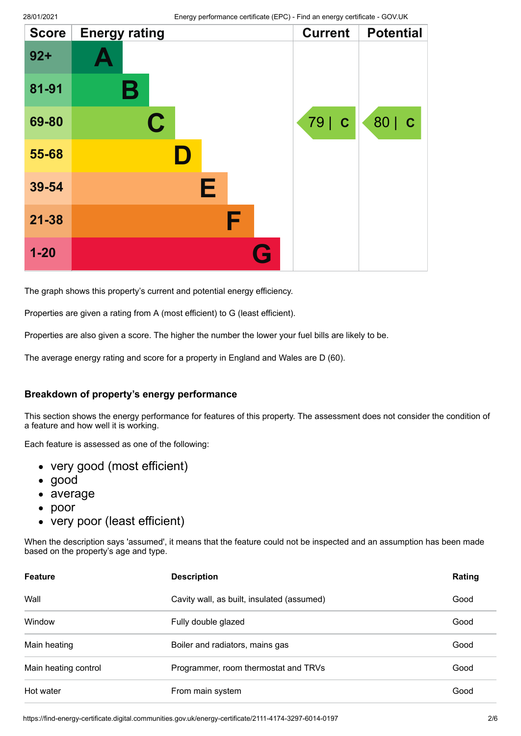| Score | Energy rating | Current | Potential |
| --- | --- | --- | --- |
| 92+ | A | | |
| 81-91 | B | | |
| 69-80 | C | 79 \| C | 80 \| C |
| 55-68 | D | | |
| 39-54 | E | | |
| 21-38 | F | | |
| 1-20 | G | | |

The graph shows this property's current and potential energy efficiency.

Properties are given a rating from A (most efficient) to G (least efficient).

Properties are also given a score. The higher the number the lower your fuel bills are likely to be.

The average energy rating and score for a property in England and Wales are D (60).

### Breakdown of property's energy performance

This section shows the energy performance for features of this property. The assessment does not consider the condition of a feature and how well it is working.

Each feature is assessed as one of the following:

- very good (most efficient)
- good
- average
- poor
- very poor (least efficient)

When the description says 'assumed', it means that the feature could not be inspected and an assumption has been made based on the property's age and type.

| Feature | Description | Rating |
| --- | --- | --- |
| Wall | Cavity wall, as built, insulated (assumed) | Good |
| Window | Fully double glazed | Good |
| Main heating | Boiler and radiators, mains gas | Good |
| Main heating control | Programmer, room thermostat and TRVs | Good |
| Hot water | From main system | Good |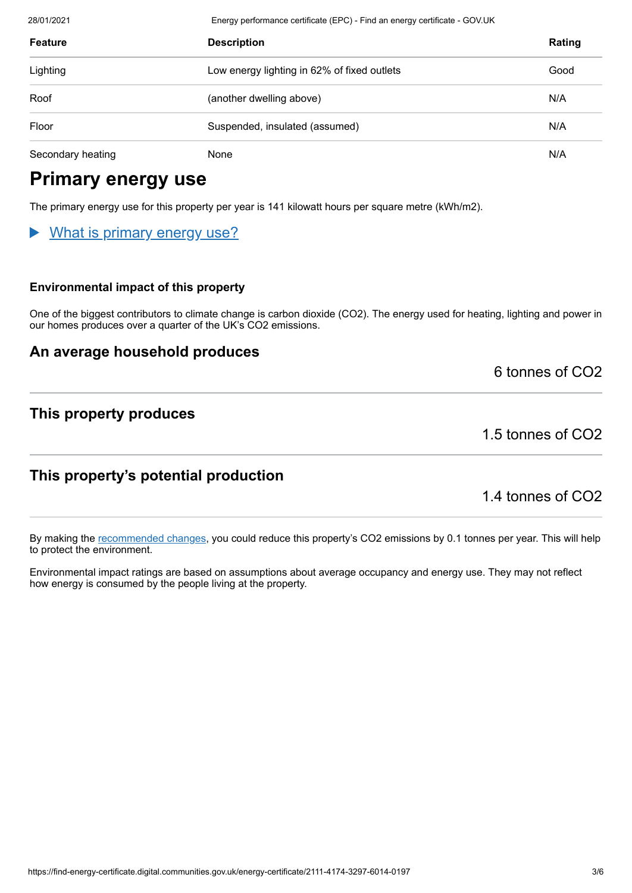| Feature | Description | Rating |
| --- | --- | --- |
| Lighting | Low energy lighting in 62% of fixed outlets | Good |
| Roof | (another dwelling above) | N/A |
| Floor | Suspended, insulated (assumed) | N/A |
| Secondary heating | None | N/A |

# Primary energy use

The primary energy use for this property per year is 141 kilowatt hours per square metre (kWh/m2).

▶ What is primary energy use?

### Environmental impact of this property

One of the biggest contributors to climate change is carbon dioxide ($CO_2$). The energy used for heating, lighting and power in our homes produces over a quarter of the UK's $CO_2$ emissions.

## An average household produces

6 tonnes of $CO_2$

## This property produces

1.5 tonnes of $CO_2$

## This property's potential production

1.4 tonnes of $CO_2$

By making the recommended changes, you could reduce this property's $CO_2$ emissions by 0.1 tonnes per year. This will help to protect the environment.

Environmental impact ratings are based on assumptions about average occupancy and energy use. They may not reflect how energy is consumed by the people living at the property.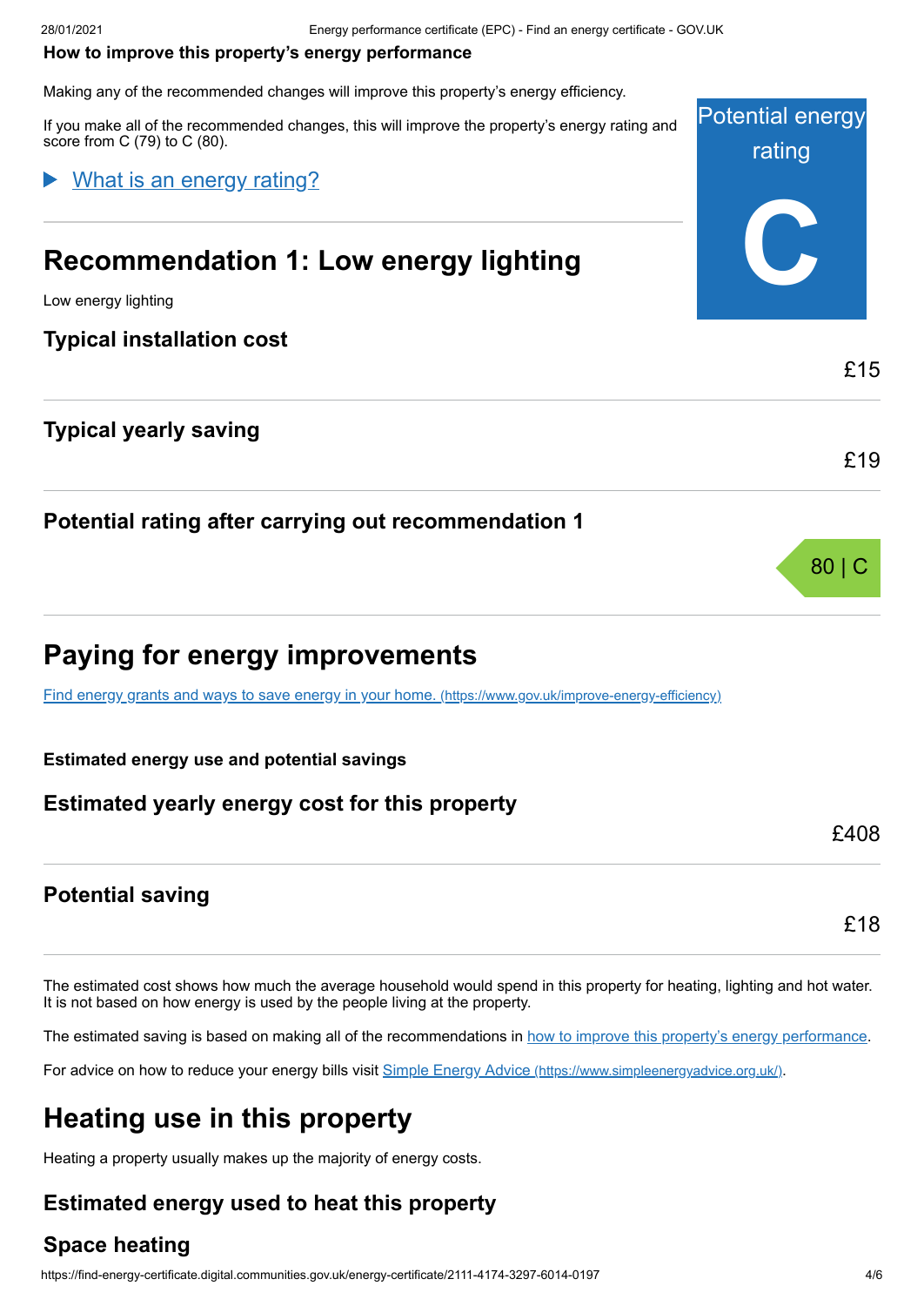**How to improve this property's energy performance**

Making any of the recommended changes will improve this property's energy efficiency.

If you make all of the recommended changes, this will improve the property's energy rating and score from C (79) to C (80).

Potential energy rating

C

▶ What is an energy rating?

## Recommendation 1: Low energy lighting

Low energy lighting

### Typical installation cost

£15

### Typical yearly saving

£19

### Potential rating after carrying out recommendation 1

80 | C

## Paying for energy improvements

Find energy grants and ways to save energy in your home. (https://www.gov.uk/improve-energy-efficiency)

**Estimated energy use and potential savings**

### Estimated yearly energy cost for this property

£408

### Potential saving

£18

The estimated cost shows how much the average household would spend in this property for heating, lighting and hot water. It is not based on how energy is used by the people living at the property.

The estimated saving is based on making all of the recommendations in how to improve this property's energy performance.

For advice on how to reduce your energy bills visit Simple Energy Advice (https://www.simpleenergyadvice.org.uk/).

## Heating use in this property

Heating a property usually makes up the majority of energy costs.

### Estimated energy used to heat this property

### Space heating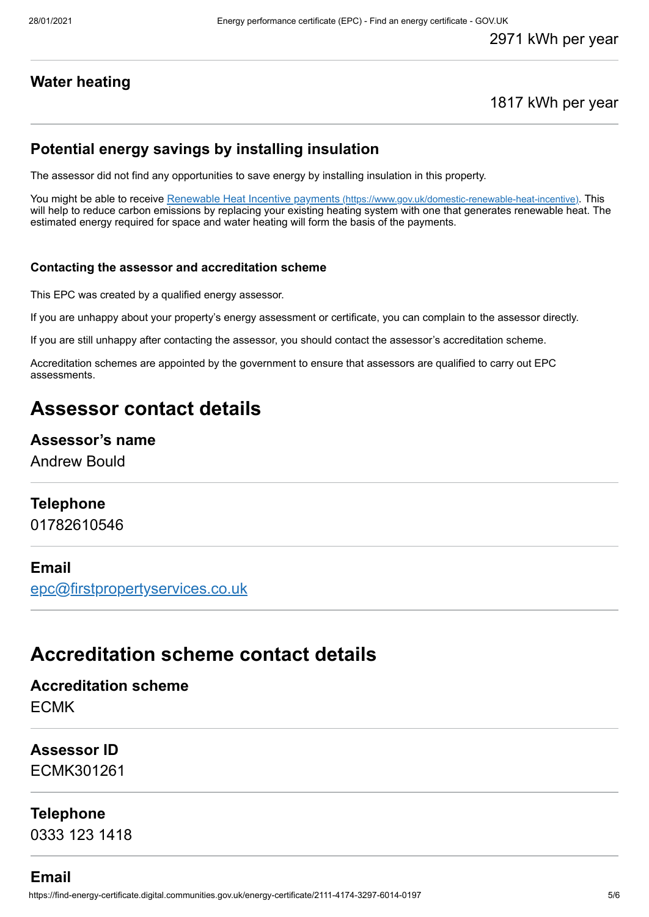2971 kWh per year

### Water heating

1817 kWh per year

### Potential energy savings by installing insulation

The assessor did not find any opportunities to save energy by installing insulation in this property.

You might be able to receive [Renewable Heat Incentive payments (https://www.gov.uk/domestic-renewable-heat-incentive)](https://www.gov.uk/domestic-renewable-heat-incentive). This will help to reduce carbon emissions by replacing your existing heating system with one that generates renewable heat. The estimated energy required for space and water heating will form the basis of the payments.

#### Contacting the assessor and accreditation scheme

This EPC was created by a qualified energy assessor.

If you are unhappy about your property's energy assessment or certificate, you can complain to the assessor directly.

If you are still unhappy after contacting the assessor, you should contact the assessor's accreditation scheme.

Accreditation schemes are appointed by the government to ensure that assessors are qualified to carry out EPC assessments.

## Assessor contact details

### Assessor's name

Andrew Bould

### Telephone

01782610546

### Email

[epc@firstpropertyservices.co.uk](mailto:epc@firstpropertyservices.co.uk)

## Accreditation scheme contact details

### Accreditation scheme

ECMK

### Assessor ID

ECMK301261

### Telephone

0333 123 1418

### Email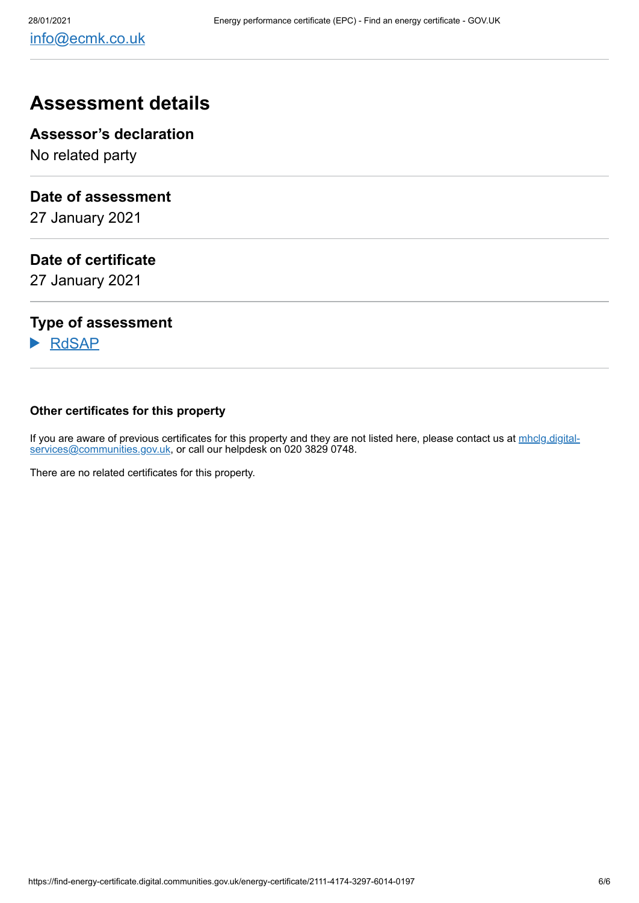info@ecmk.co.uk

## Assessment details

### Assessor's declaration

No related party

### Date of assessment

27 January 2021

### Date of certificate

27 January 2021

### Type of assessment

▶ RdSAP

#### Other certificates for this property

If you are aware of previous certificates for this property and they are not listed here, please contact us at mhclg.digital-services@communities.gov.uk, or call our helpdesk on 020 3829 0748.

There are no related certificates for this property.